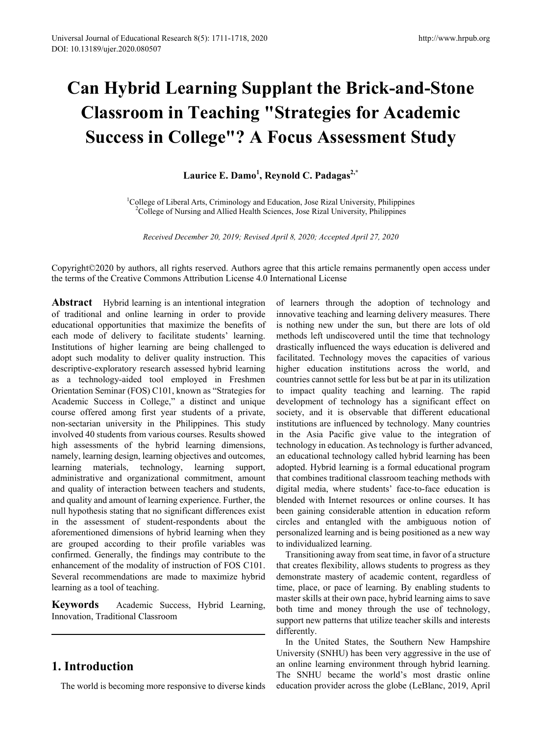# Can Hybrid Learning Supplant the Brick-and-Stone Classroom in Teaching "Strategies for Academic Success in College"? A Focus Assessment Study

**Laurice E. Damo[1], Reynold C. Padagas[2,*]**

[1]College of Liberal Arts, Criminology and Education, Jose Rizal University, Philippines
[2]College of Nursing and Allied Health Sciences, Jose Rizal University, Philippines

*Received December 20, 2019; Revised April 8, 2020; Accepted April 27, 2020*

Copyright©2020 by authors, all rights reserved. Authors agree that this article remains permanently open access under the terms of the Creative Commons Attribution License 4.0 International License

**Abstract** Hybrid learning is an intentional integration of traditional and online learning in order to provide educational opportunities that maximize the benefits of each mode of delivery to facilitate students' learning. Institutions of higher learning are being challenged to adopt such modality to deliver quality instruction. This descriptive-exploratory research assessed hybrid learning as a technology-aided tool employed in Freshmen Orientation Seminar (FOS) C101, known as "Strategies for Academic Success in College," a distinct and unique course offered among first year students of a private, non-sectarian university in the Philippines. This study involved 40 students from various courses. Results showed high assessments of the hybrid learning dimensions, namely, learning design, learning objectives and outcomes, learning materials, technology, learning support, administrative and organizational commitment, amount and quality of interaction between teachers and students, and quality and amount of learning experience. Further, the null hypothesis stating that no significant differences exist in the assessment of student-respondents about the aforementioned dimensions of hybrid learning when they are grouped according to their profile variables was confirmed. Generally, the findings may contribute to the enhancement of the modality of instruction of FOS C101. Several recommendations are made to maximize hybrid learning as a tool of teaching.

**Keywords** Academic Success, Hybrid Learning, Innovation, Traditional Classroom

## 1. Introduction

The world is becoming more responsive to diverse kinds of learners through the adoption of technology and innovative teaching and learning delivery measures. There is nothing new under the sun, but there are lots of old methods left undiscovered until the time that technology drastically influenced the ways education is delivered and facilitated. Technology moves the capacities of various higher education institutions across the world, and countries cannot settle for less but be at par in its utilization to impact quality teaching and learning. The rapid development of technology has a significant effect on society, and it is observable that different educational institutions are influenced by technology. Many countries in the Asia Pacific give value to the integration of technology in education. As technology is further advanced, an educational technology called hybrid learning has been adopted. Hybrid learning is a formal educational program that combines traditional classroom teaching methods with digital media, where students' face-to-face education is blended with Internet resources or online courses. It has been gaining considerable attention in education reform circles and entangled with the ambiguous notion of personalized learning and is being positioned as a new way to individualized learning.

Transitioning away from seat time, in favor of a structure that creates flexibility, allows students to progress as they demonstrate mastery of academic content, regardless of time, place, or pace of learning. By enabling students to master skills at their own pace, hybrid learning aims to save both time and money through the use of technology, support new patterns that utilize teacher skills and interests differently.

In the United States, the Southern New Hampshire University (SNHU) has been very aggressive in the use of an online learning environment through hybrid learning. The SNHU became the world's most drastic online education provider across the globe (LeBlanc, 2019, April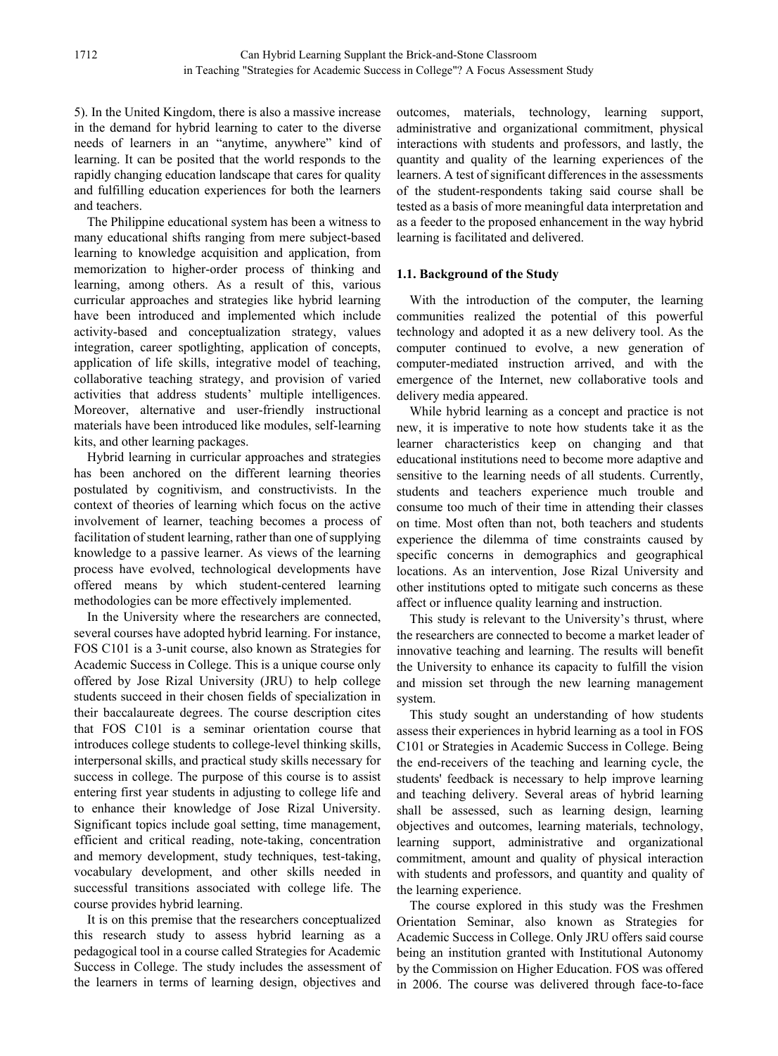5). In the United Kingdom, there is also a massive increase in the demand for hybrid learning to cater to the diverse needs of learners in an "anytime, anywhere" kind of learning. It can be posited that the world responds to the rapidly changing education landscape that cares for quality and fulfilling education experiences for both the learners and teachers.

The Philippine educational system has been a witness to many educational shifts ranging from mere subject-based learning to knowledge acquisition and application, from memorization to higher-order process of thinking and learning, among others. As a result of this, various curricular approaches and strategies like hybrid learning have been introduced and implemented which include activity-based and conceptualization strategy, values integration, career spotlighting, application of concepts, application of life skills, integrative model of teaching, collaborative teaching strategy, and provision of varied activities that address students' multiple intelligences. Moreover, alternative and user-friendly instructional materials have been introduced like modules, self-learning kits, and other learning packages.

Hybrid learning in curricular approaches and strategies has been anchored on the different learning theories postulated by cognitivism, and constructivists. In the context of theories of learning which focus on the active involvement of learner, teaching becomes a process of facilitation of student learning, rather than one of supplying knowledge to a passive learner. As views of the learning process have evolved, technological developments have offered means by which student-centered learning methodologies can be more effectively implemented.

In the University where the researchers are connected, several courses have adopted hybrid learning. For instance, FOS C101 is a 3-unit course, also known as Strategies for Academic Success in College. This is a unique course only offered by Jose Rizal University (JRU) to help college students succeed in their chosen fields of specialization in their baccalaureate degrees. The course description cites that FOS C101 is a seminar orientation course that introduces college students to college-level thinking skills, interpersonal skills, and practical study skills necessary for success in college. The purpose of this course is to assist entering first year students in adjusting to college life and to enhance their knowledge of Jose Rizal University. Significant topics include goal setting, time management, efficient and critical reading, note-taking, concentration and memory development, study techniques, test-taking, vocabulary development, and other skills needed in successful transitions associated with college life. The course provides hybrid learning.

It is on this premise that the researchers conceptualized this research study to assess hybrid learning as a pedagogical tool in a course called Strategies for Academic Success in College. The study includes the assessment of the learners in terms of learning design, objectives and outcomes, materials, technology, learning support, administrative and organizational commitment, physical interactions with students and professors, and lastly, the quantity and quality of the learning experiences of the learners. A test of significant differences in the assessments of the student-respondents taking said course shall be tested as a basis of more meaningful data interpretation and as a feeder to the proposed enhancement in the way hybrid learning is facilitated and delivered.

### 1.1. Background of the Study

With the introduction of the computer, the learning communities realized the potential of this powerful technology and adopted it as a new delivery tool. As the computer continued to evolve, a new generation of computer-mediated instruction arrived, and with the emergence of the Internet, new collaborative tools and delivery media appeared.

While hybrid learning as a concept and practice is not new, it is imperative to note how students take it as the learner characteristics keep on changing and that educational institutions need to become more adaptive and sensitive to the learning needs of all students. Currently, students and teachers experience much trouble and consume too much of their time in attending their classes on time. Most often than not, both teachers and students experience the dilemma of time constraints caused by specific concerns in demographics and geographical locations. As an intervention, Jose Rizal University and other institutions opted to mitigate such concerns as these affect or influence quality learning and instruction.

This study is relevant to the University's thrust, where the researchers are connected to become a market leader of innovative teaching and learning. The results will benefit the University to enhance its capacity to fulfill the vision and mission set through the new learning management system.

This study sought an understanding of how students assess their experiences in hybrid learning as a tool in FOS C101 or Strategies in Academic Success in College. Being the end-receivers of the teaching and learning cycle, the students' feedback is necessary to help improve learning and teaching delivery. Several areas of hybrid learning shall be assessed, such as learning design, learning objectives and outcomes, learning materials, technology, learning support, administrative and organizational commitment, amount and quality of physical interaction with students and professors, and quantity and quality of the learning experience.

The course explored in this study was the Freshmen Orientation Seminar, also known as Strategies for Academic Success in College. Only JRU offers said course being an institution granted with Institutional Autonomy by the Commission on Higher Education. FOS was offered in 2006. The course was delivered through face-to-face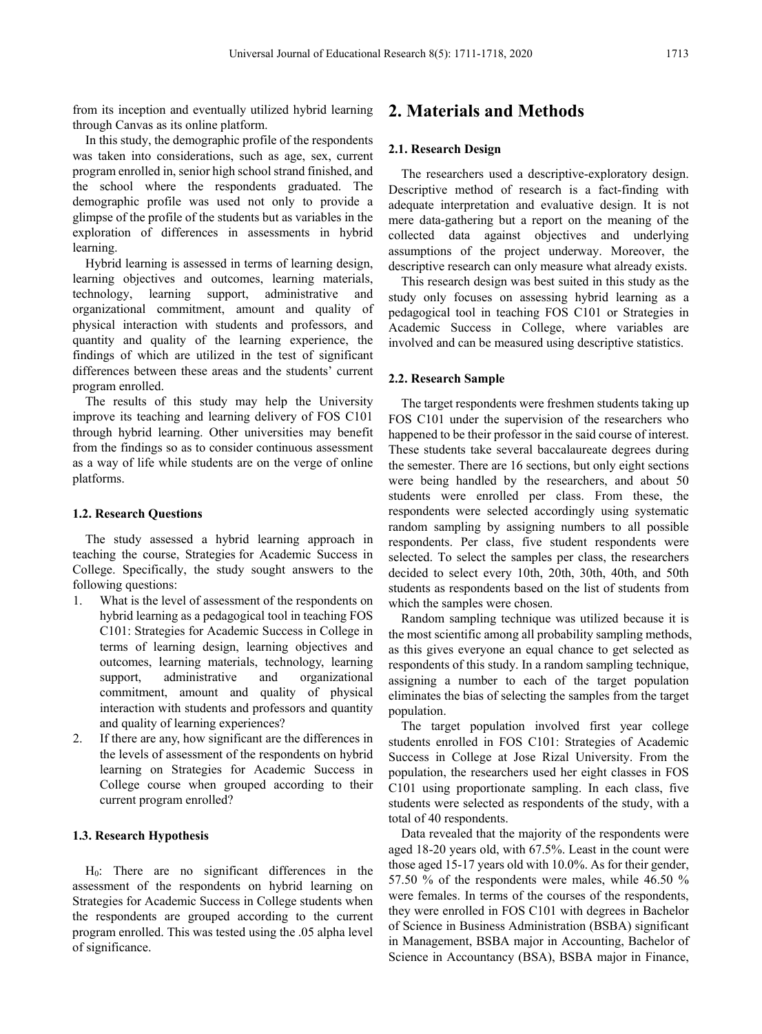from its inception and eventually utilized hybrid learning through Canvas as its online platform.

In this study, the demographic profile of the respondents was taken into considerations, such as age, sex, current program enrolled in, senior high school strand finished, and the school where the respondents graduated. The demographic profile was used not only to provide a glimpse of the profile of the students but as variables in the exploration of differences in assessments in hybrid learning.

Hybrid learning is assessed in terms of learning design, learning objectives and outcomes, learning materials, technology, learning support, administrative and organizational commitment, amount and quality of physical interaction with students and professors, and quantity and quality of the learning experience, the findings of which are utilized in the test of significant differences between these areas and the students' current program enrolled.

The results of this study may help the University improve its teaching and learning delivery of FOS C101 through hybrid learning. Other universities may benefit from the findings so as to consider continuous assessment as a way of life while students are on the verge of online platforms.

### 1.2. Research Questions

The study assessed a hybrid learning approach in teaching the course, Strategies for Academic Success in College. Specifically, the study sought answers to the following questions:

1. What is the level of assessment of the respondents on hybrid learning as a pedagogical tool in teaching FOS C101: Strategies for Academic Success in College in terms of learning design, learning objectives and outcomes, learning materials, technology, learning support, administrative and organizational commitment, amount and quality of physical interaction with students and professors and quantity and quality of learning experiences?
2. If there are any, how significant are the differences in the levels of assessment of the respondents on hybrid learning on Strategies for Academic Success in College course when grouped according to their current program enrolled?

### 1.3. Research Hypothesis

$H_0$: There are no significant differences in the assessment of the respondents on hybrid learning on Strategies for Academic Success in College students when the respondents are grouped according to the current program enrolled. This was tested using the .05 alpha level of significance.

## 2. Materials and Methods

### 2.1. Research Design

The researchers used a descriptive-exploratory design. Descriptive method of research is a fact-finding with adequate interpretation and evaluative design. It is not mere data-gathering but a report on the meaning of the collected data against objectives and underlying assumptions of the project underway. Moreover, the descriptive research can only measure what already exists.

This research design was best suited in this study as the study only focuses on assessing hybrid learning as a pedagogical tool in teaching FOS C101 or Strategies in Academic Success in College, where variables are involved and can be measured using descriptive statistics.

### 2.2. Research Sample

The target respondents were freshmen students taking up FOS C101 under the supervision of the researchers who happened to be their professor in the said course of interest. These students take several baccalaureate degrees during the semester. There are 16 sections, but only eight sections were being handled by the researchers, and about 50 students were enrolled per class. From these, the respondents were selected accordingly using systematic random sampling by assigning numbers to all possible respondents. Per class, five student respondents were selected. To select the samples per class, the researchers decided to select every 10th, 20th, 30th, 40th, and 50th students as respondents based on the list of students from which the samples were chosen.

Random sampling technique was utilized because it is the most scientific among all probability sampling methods, as this gives everyone an equal chance to get selected as respondents of this study. In a random sampling technique, assigning a number to each of the target population eliminates the bias of selecting the samples from the target population.

The target population involved first year college students enrolled in FOS C101: Strategies of Academic Success in College at Jose Rizal University. From the population, the researchers used her classes in FOS C101 using proportionate sampling. In each class, five students were selected as respondents of the study, with a total of 40 respondents.

Data revealed that the majority of the respondents were aged 18-20 years old, with 67.5%. Least in the count were those aged 15-17 years old with 10.0%. As for their gender, 57.50 % of the respondents were males, while 46.50 % were females. In terms of the courses of the respondents, they were enrolled in FOS C101 with degrees in Bachelor of Science in Business Administration (BSBA) significant in Management, BSBA major in Accounting, Bachelor of Science in Accountancy (BSA), BSBA major in Finance,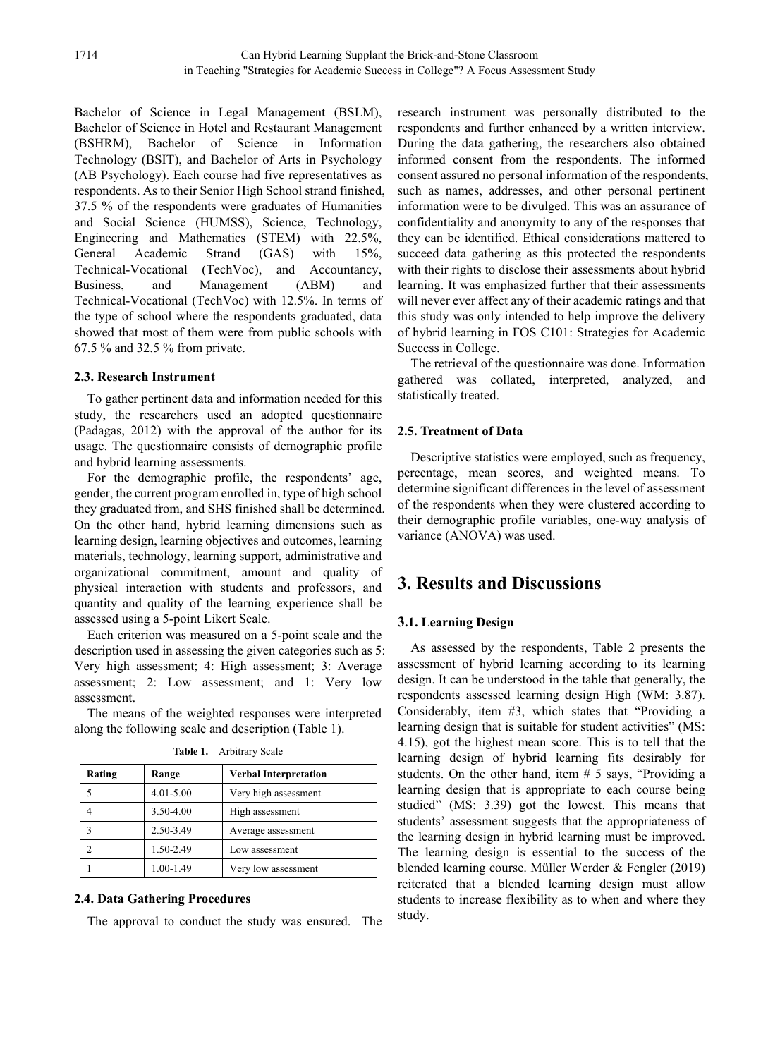Bachelor of Science in Legal Management (BSLM), Bachelor of Science in Hotel and Restaurant Management (BSHRM), Bachelor of Science in Information Technology (BSIT), and Bachelor of Arts in Psychology (AB Psychology). Each course had five representatives as respondents. As to their Senior High School strand finished, 37.5 % of the respondents were graduates of Humanities and Social Science (HUMSS), Science, Technology, Engineering and Mathematics (STEM) with 22.5%, General Academic Strand (GAS) with 15%, Technical-Vocational (TechVoc), and Accountancy, Business, and Management (ABM) and Technical-Vocational (TechVoc) with 12.5%. In terms of the type of school where the respondents graduated, data showed that most of them were from public schools with 67.5 % and 32.5 % from private.

### 2.3. Research Instrument

To gather pertinent data and information needed for this study, the researchers used an adopted questionnaire (Padagas, 2012) with the approval of the author for its usage. The questionnaire consists of demographic profile and hybrid learning assessments.

For the demographic profile, the respondents' age, gender, the current program enrolled in, type of high school they graduated from, and SHS finished shall be determined. On the other hand, hybrid learning dimensions such as learning design, learning objectives and outcomes, learning materials, technology, learning support, administrative and organizational commitment, amount and quality of physical interaction with students and professors, and quantity and quality of the learning experience shall be assessed using a 5-point Likert Scale.

Each criterion was measured on a 5-point scale and the description used in assessing the given categories such as 5: Very high assessment; 4: High assessment; 3: Average assessment; 2: Low assessment; and 1: Very low assessment.

The means of the weighted responses were interpreted along the following scale and description (Table 1).

**Table 1.** Arbitrary Scale

| Rating | Range | Verbal Interpretation |
|---|---|---|
| 5 | 4.01-5.00 | Very high assessment |
| 4 | 3.50-4.00 | High assessment |
| 3 | 2.50-3.49 | Average assessment |
| 2 | 1.50-2.49 | Low assessment |
| 1 | 1.00-1.49 | Very low assessment |

### 2.4. Data Gathering Procedures

The approval to conduct the study was ensured. The research instrument was personally distributed to the respondents and further enhanced by a written interview. During the data gathering, the researchers also obtained informed consent from the respondents. The informed consent assured no personal information of the respondents, such as names, addresses, and other personal pertinent information were to be divulged. This was an assurance of confidentiality and anonymity to any of the responses that they can be identified. Ethical considerations mattered to succeed data gathering as this protected the respondents with their rights to disclose their assessments about hybrid learning. It was emphasized further that their assessments will never ever affect any of their academic ratings and that this study was only intended to help improve the delivery of hybrid learning in FOS C101: Strategies for Academic Success in College.

The retrieval of the questionnaire was done. Information gathered was collated, interpreted, analyzed, and statistically treated.

### 2.5. Treatment of Data

Descriptive statistics were employed, such as frequency, percentage, mean scores, and weighted means. To determine significant differences in the level of assessment of the respondents when they were clustered according to their demographic profile variables, one-way analysis of variance (ANOVA) was used.

## 3. Results and Discussions

### 3.1. Learning Design

As assessed by the respondents, Table 2 presents the assessment of hybrid learning according to its learning design. It can be understood in the table that generally, the respondents assessed learning design High (WM: 3.87). Considerably, item #3, which states that "Providing a learning design that is suitable for student activities" (MS: 4.15), got the highest mean score. This is to tell that the learning design of hybrid learning fits desirably for students. On the other hand, item # 5 says, "Providing a learning design that is appropriate to each course being studied" (MS: 3.39) got the lowest. This means that students' assessment suggests that the appropriateness of the learning design in hybrid learning must be improved. The learning design is essential to the success of the blended learning course. Müller Werder & Fengler (2019) reiterated that a blended learning design must allow students to increase flexibility as to when and where they study.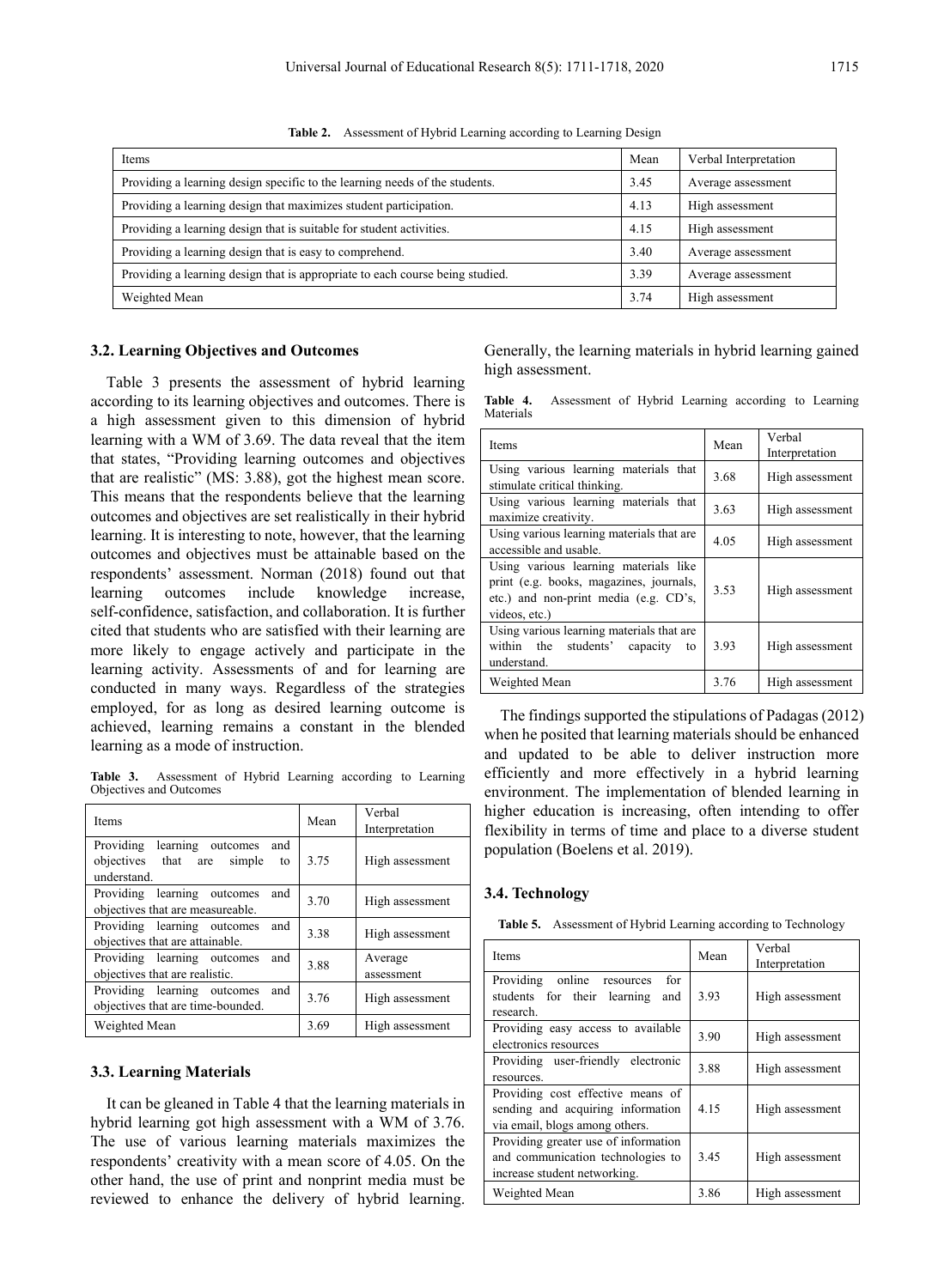**Table 2.** Assessment of Hybrid Learning according to Learning Design

| Items | Mean | Verbal Interpretation |
|---|---|---|
| Providing a learning design specific to the learning needs of the students. | 3.45 | Average assessment |
| Providing a learning design that maximizes student participation. | 4.13 | High assessment |
| Providing a learning design that is suitable for student activities. | 4.15 | High assessment |
| Providing a learning design that is easy to comprehend. | 3.40 | Average assessment |
| Providing a learning design that is appropriate to each course being studied. | 3.39 | Average assessment |
| Weighted Mean | 3.74 | High assessment |

### 3.2. Learning Objectives and Outcomes

Table 3 presents the assessment of hybrid learning according to its learning objectives and outcomes. There is a high assessment given to this dimension of hybrid learning with a WM of 3.69. The data reveal that the item that states, "Providing learning outcomes and objectives that are realistic" (MS: 3.88), got the highest mean score. This means that the respondents believe that the learning outcomes and objectives are set realistically in their hybrid learning. It is interesting to note, however, that the learning outcomes and objectives must be attainable based on the respondents' assessment. Norman (2018) found out that learning outcomes include knowledge increase, self-confidence, satisfaction, and collaboration. It is further cited that students who are satisfied with their learning are more likely to engage actively and participate in the learning activity. Assessments of and for learning are conducted in many ways. Regardless of the strategies employed, for as long as desired learning outcome is achieved, learning remains a constant in the blended learning as a mode of instruction.

**Table 3.** Assessment of Hybrid Learning according to Learning Objectives and Outcomes

| Items | Mean | Verbal Interpretation |
|---|---|---|
| Providing learning outcomes and objectives that are simple to understand. | 3.75 | High assessment |
| Providing learning outcomes and objectives that are measureable. | 3.70 | High assessment |
| Providing learning outcomes and objectives that are attainable. | 3.38 | High assessment |
| Providing learning outcomes and objectives that are realistic. | 3.88 | Average assessment |
| Providing learning outcomes and objectives that are time-bounded. | 3.76 | High assessment |
| Weighted Mean | 3.69 | High assessment |

### 3.3. Learning Materials

It can be gleaned in Table 4 that the learning materials in hybrid learning got high assessment with a WM of 3.76. The use of various learning materials maximizes the respondents' creativity with a mean score of 4.05. On the other hand, the use of print and nonprint media must be reviewed to enhance the delivery of hybrid learning. Generally, the learning materials in hybrid learning gained high assessment.

**Table 4.** Assessment of Hybrid Learning according to Learning Materials

| Items | Mean | Verbal Interpretation |
|---|---|---|
| Using various learning materials that stimulate critical thinking. | 3.68 | High assessment |
| Using various learning materials that maximize creativity. | 3.63 | High assessment |
| Using various learning materials that are accessible and usable. | 4.05 | High assessment |
| Using various learning materials like print (e.g. books, magazines, journals, etc.) and non-print media (e.g. CD's, videos, etc.) | 3.53 | High assessment |
| Using various learning materials that are within the students' capacity to understand. | 3.93 | High assessment |
| Weighted Mean | 3.76 | High assessment |

The findings supported the stipulations of Padagas (2012) when he posited that learning materials should be enhanced and updated to be able to deliver instruction more efficiently and more effectively in a hybrid learning environment. The implementation of blended learning in higher education is increasing, often intending to offer flexibility in terms of time and place to a diverse student population (Boelens et al. 2019).

### 3.4. Technology

**Table 5.** Assessment of Hybrid Learning according to Technology

| Items | Mean | Verbal Interpretation |
|---|---|---|
| Providing online resources for students for their learning and research. | 3.93 | High assessment |
| Providing easy access to available electronics resources | 3.90 | High assessment |
| Providing user-friendly electronic resources. | 3.88 | High assessment |
| Providing cost effective means of sending and acquiring information via email, blogs among others. | 4.15 | High assessment |
| Providing greater use of information and communication technologies to increase student networking. | 3.45 | High assessment |
| Weighted Mean | 3.86 | High assessment |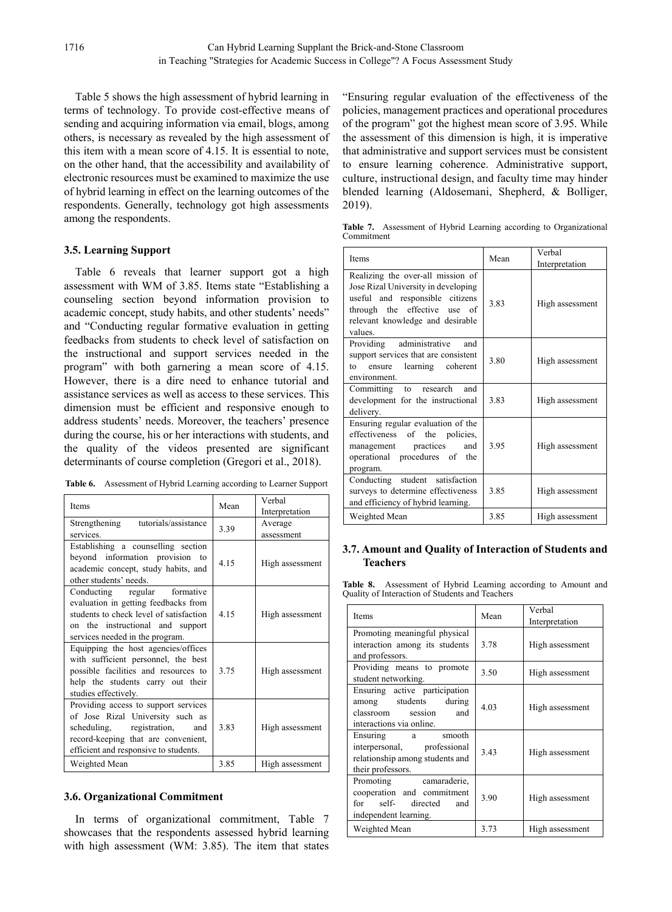Table 5 shows the high assessment of hybrid learning in terms of technology. To provide cost-effective means of sending and acquiring information via email, blogs, among others, is necessary as revealed by the high assessment of this item with a mean score of 4.15. It is essential to note, on the other hand, that the accessibility and availability of electronic resources must be examined to maximize the use of hybrid learning in effect on the learning outcomes of the respondents. Generally, technology got high assessments among the respondents.

### 3.5. Learning Support

Table 6 reveals that learner support got a high assessment with WM of 3.85. Items state "Establishing a counseling section beyond information provision to academic concept, study habits, and other students' needs" and "Conducting regular formative evaluation in getting feedbacks from students to check level of satisfaction on the instructional and support services needed in the program" with both garnering a mean score of 4.15. However, there is a dire need to enhance tutorial and assistance services as well as access to these services. This dimension must be efficient and responsive enough to address students' needs. Moreover, the teachers' presence during the course, his or her interactions with students, and the quality of the videos presented are significant determinants of course completion (Gregori et al., 2018).

**Table 6.** Assessment of Hybrid Learning according to Learner Support

| Items | Mean | Verbal Interpretation |
|---|---|---|
| Strengthening tutorials/assistance services. | 3.39 | Average assessment |
| Establishing a counselling section beyond information provision to academic concept, study habits, and other students' needs. | 4.15 | High assessment |
| Conducting regular formative evaluation in getting feedbacks from students to check level of satisfaction on the instructional and support services needed in the program. | 4.15 | High assessment |
| Equipping the host agencies/offices with sufficient personnel, the best possible facilities and resources to help the students carry out their studies effectively. | 3.75 | High assessment |
| Providing access to support services of Jose Rizal University such as scheduling, registration, and record-keeping that are convenient, efficient and responsive to students. | 3.83 | High assessment |
| Weighted Mean | 3.85 | High assessment |

### 3.6. Organizational Commitment

In terms of organizational commitment, Table 7 showcases that the respondents assessed hybrid learning with high assessment (WM: 3.85). The item that states "Ensuring regular evaluation of the effectiveness of the policies, management practices and operational procedures of the program" got the highest mean score of 3.95. While the assessment of this dimension is high, it is imperative that administrative and support services must be consistent to ensure learning coherence. Administrative support, culture, instructional design, and faculty time may hinder blended learning (Aldosemani, Shepherd, & Bolliger, 2019).

**Table 7.** Assessment of Hybrid Learning according to Organizational Commitment

| Items | Mean | Verbal Interpretation |
|---|---|---|
| Realizing the over-all mission of Jose Rizal University in developing useful and responsible citizens through the effective use of relevant knowledge and desirable values. | 3.83 | High assessment |
| Providing administrative and support services that are consistent to ensure learning coherent environment. | 3.80 | High assessment |
| Committing to research and development for the instructional delivery. | 3.83 | High assessment |
| Ensuring regular evaluation of the effectiveness of the policies, management practices and operational procedures of the program. | 3.95 | High assessment |
| Conducting student satisfaction surveys to determine effectiveness and efficiency of hybrid learning. | 3.85 | High assessment |
| Weighted Mean | 3.85 | High assessment |

### 3.7. Amount and Quality of Interaction of Students and Teachers

**Table 8.** Assessment of Hybrid Learning according to Amount and Quality of Interaction of Students and Teachers

| Items | Mean | Verbal Interpretation |
|---|---|---|
| Promoting meaningful physical interaction among its students and professors. | 3.78 | High assessment |
| Providing means to promote student networking. | 3.50 | High assessment |
| Ensuring active participation among students during classroom session and interactions via online. | 4.03 | High assessment |
| Ensuring a smooth interpersonal, professional relationship among students and their professors. | 3.43 | High assessment |
| Promoting camaraderie, cooperation and commitment for self- directed and independent learning. | 3.90 | High assessment |
| Weighted Mean | 3.73 | High assessment |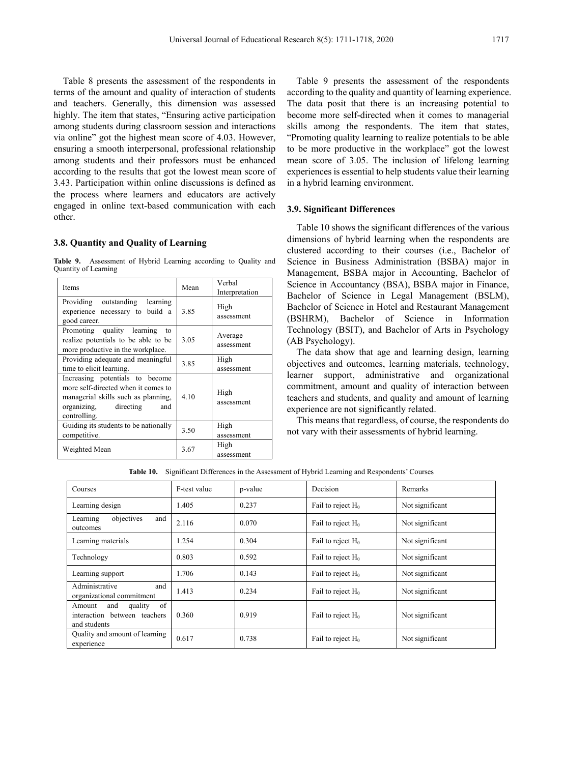Table 8 presents the assessment of the respondents in terms of the amount and quality of interaction of students and teachers. Generally, this dimension was assessed highly. The item that states, "Ensuring active participation among students during classroom session and interactions via online" got the highest mean score of 4.03. However, ensuring a smooth interpersonal, professional relationship among students and their professors must be enhanced according to the results that got the lowest mean score of 3.43. Participation within online discussions is defined as the process where learners and educators are actively engaged in online text-based communication with each other.

### 3.8. Quantity and Quality of Learning

**Table 9.** Assessment of Hybrid Learning according to Quality and Quantity of Learning

| Items | Mean | Verbal Interpretation |
|---|---|---|
| Providing outstanding learning experience necessary to build a good career. | 3.85 | High assessment |
| Promoting quality learning to realize potentials to be able to be more productive in the workplace. | 3.05 | Average assessment |
| Providing adequate and meaningful time to elicit learning. | 3.85 | High assessment |
| Increasing potentials to become more self-directed when it comes to managerial skills such as planning, organizing, directing and controlling. | 4.10 | High assessment |
| Guiding its students to be nationally competitive. | 3.50 | High assessment |
| Weighted Mean | 3.67 | High assessment |

Table 9 presents the assessment of the respondents according to the quality and quantity of learning experience. The data posit that there is an increasing potential to become more self-directed when it comes to managerial skills among the respondents. The item that states, "Promoting quality learning to realize potentials to be able to be more productive in the workplace" got the lowest mean score of 3.05. The inclusion of lifelong learning experiences is essential to help students value their learning in a hybrid learning environment.

### 3.9. Significant Differences

Table 10 shows the significant differences of the various dimensions of hybrid learning when the respondents are clustered according to their courses (i.e., Bachelor of Science in Business Administration (BSBA) major in Management, BSBA major in Accounting, Bachelor of Science in Accountancy (BSA), BSBA major in Finance, Bachelor of Science in Legal Management (BSLM), Bachelor of Science in Hotel and Restaurant Management (BSHRM), Bachelor of Science in Information Technology (BSIT), and Bachelor of Arts in Psychology (AB Psychology).

The data show that age and learning design, learning objectives and outcomes, learning materials, technology, learner support, administrative and organizational commitment, amount and quality of interaction between teachers and students, and quality and amount of learning experience are not significantly related.

This means that regardless, of course, the respondents do not vary with their assessments of hybrid learning.

**Table 10.** Significant Differences in the Assessment of Hybrid Learning and Respondents' Courses

| Courses | F-test value | p-value | Decision | Remarks |
|---|---|---|---|---|
| Learning design | 1.405 | 0.237 | Fail to reject $H_0$ | Not significant |
| Learning objectives and outcomes | 2.116 | 0.070 | Fail to reject $H_0$ | Not significant |
| Learning materials | 1.254 | 0.304 | Fail to reject $H_0$ | Not significant |
| Technology | 0.803 | 0.592 | Fail to reject $H_0$ | Not significant |
| Learning support | 1.706 | 0.143 | Fail to reject $H_0$ | Not significant |
| Administrative and organizational commitment | 1.413 | 0.234 | Fail to reject $H_0$ | Not significant |
| Amount and quality of interaction between teachers and students | 0.360 | 0.919 | Fail to reject $H_0$ | Not significant |
| Quality and amount of learning experience | 0.617 | 0.738 | Fail to reject $H_0$ | Not significant |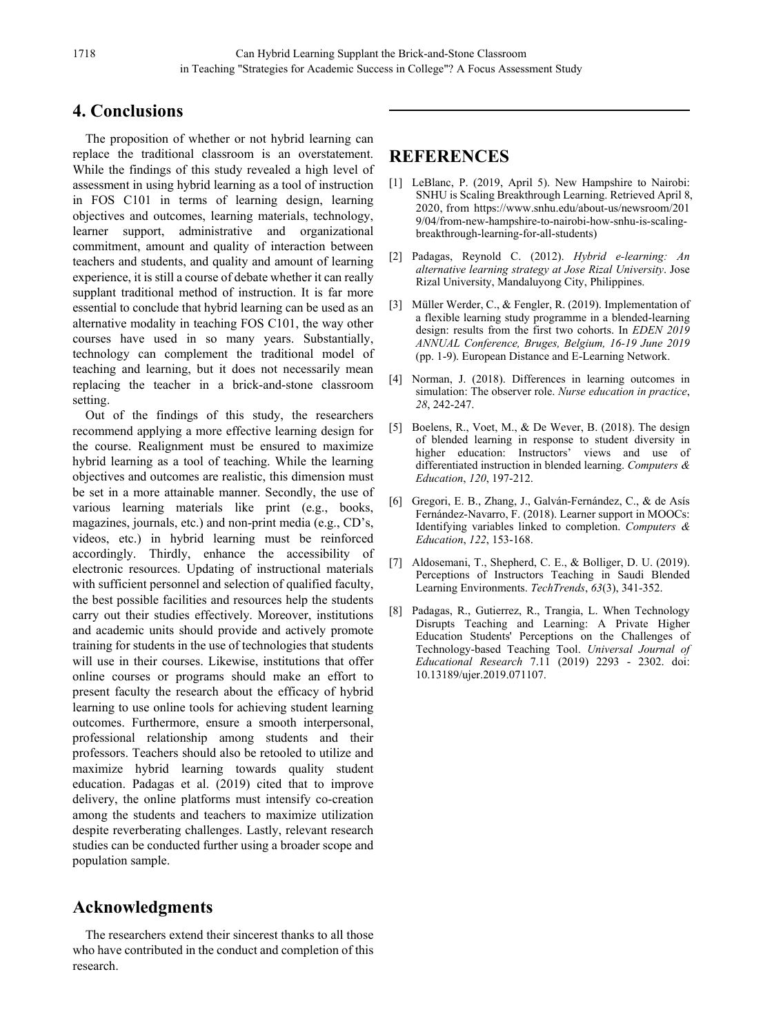## 4. Conclusions

The proposition of whether or not hybrid learning can replace the traditional classroom is an overstatement. While the findings of this study revealed a high level of assessment in using hybrid learning as a tool of instruction in FOS C101 in terms of learning design, learning objectives and outcomes, learning materials, technology, learner support, administrative and organizational commitment, amount and quality of interaction between teachers and students, and quality and amount of learning experience, it is still a course of debate whether it can really supplant traditional method of instruction. It is far more essential to conclude that hybrid learning can be used as an alternative modality in teaching FOS C101, the way other courses have used in so many years. Substantially, technology can complement the traditional model of teaching and learning, but it does not necessarily mean replacing the teacher in a brick-and-stone classroom setting.

Out of the findings of this study, the researchers recommend applying a more effective learning design for the course. Realignment must be ensured to maximize hybrid learning as a tool of teaching. While the learning objectives and outcomes are realistic, this dimension must be set in a more attainable manner. Secondly, the use of various learning materials like print (e.g., books, magazines, journals, etc.) and non-print media (e.g., CD's, videos, etc.) in hybrid learning must be reinforced accordingly. Thirdly, enhance the accessibility of electronic resources. Updating of instructional materials with sufficient personnel and selection of qualified faculty, the best possible facilities and resources help the students carry out their studies effectively. Moreover, institutions and academic units should provide and actively promote training for students in the use of technologies that students will use in their courses. Likewise, institutions that offer online courses or programs should make an effort to present faculty the research about the efficacy of hybrid learning to use online tools for achieving student learning outcomes. Furthermore, ensure a smooth interpersonal, professional relationship among students and their professors. Teachers should also be retooled to utilize and maximize hybrid learning towards quality student education. Padagas et al. (2019) cited that to improve delivery, the online platforms must intensify co-creation among the students and teachers to maximize utilization despite reverberating challenges. Lastly, relevant research studies can be conducted further using a broader scope and population sample.

## Acknowledgments

The researchers extend their sincerest thanks to all those who have contributed in the conduct and completion of this research.

## REFERENCES

[1] LeBlanc, P. (2019, April 5). New Hampshire to Nairobi: SNHU is Scaling Breakthrough Learning. Retrieved April 8, 2020, from https://www.snhu.edu/about-us/newsroom/2019/04/from-new-hampshire-to-nairobi-how-snhu-is-scaling-breakthrough-learning-for-all-students)

[2] Padagas, Reynold C. (2012). *Hybrid e-learning: An alternative learning strategy at Jose Rizal University*. Jose Rizal University, Mandaluyong City, Philippines.

[3] Müller Werder, C., & Fengler, R. (2019). Implementation of a flexible learning study programme in a blended-learning design: results from the first two cohorts. In *EDEN 2019 ANNUAL Conference, Bruges, Belgium, 16-19 June 2019* (pp. 1-9). European Distance and E-Learning Network.

[4] Norman, J. (2018). Differences in learning outcomes in simulation: The observer role. *Nurse education in practice*, *28*, 242-247.

[5] Boelens, R., Voet, M., & De Wever, B. (2018). The design of blended learning in response to student diversity in higher education: Instructors' views and use of differentiated instruction in blended learning. *Computers & Education*, *120*, 197-212.

[6] Gregori, E. B., Zhang, J., Galván-Fernández, C., & de Asís Fernández-Navarro, F. (2018). Learner support in MOOCs: Identifying variables linked to completion. *Computers & Education*, *122*, 153-168.

[7] Aldosemani, T., Shepherd, C. E., & Bolliger, D. U. (2019). Perceptions of Instructors Teaching in Saudi Blended Learning Environments. *TechTrends*, *63*(3), 341-352.

[8] Padagas, R., Gutierrez, R., Trangia, L. When Technology Disrupts Teaching and Learning: A Private Higher Education Students' Perceptions on the Challenges of Technology-based Teaching Tool. *Universal Journal of Educational Research* 7.11 (2019) 2293 - 2302. doi: 10.13189/ujer.2019.071107.